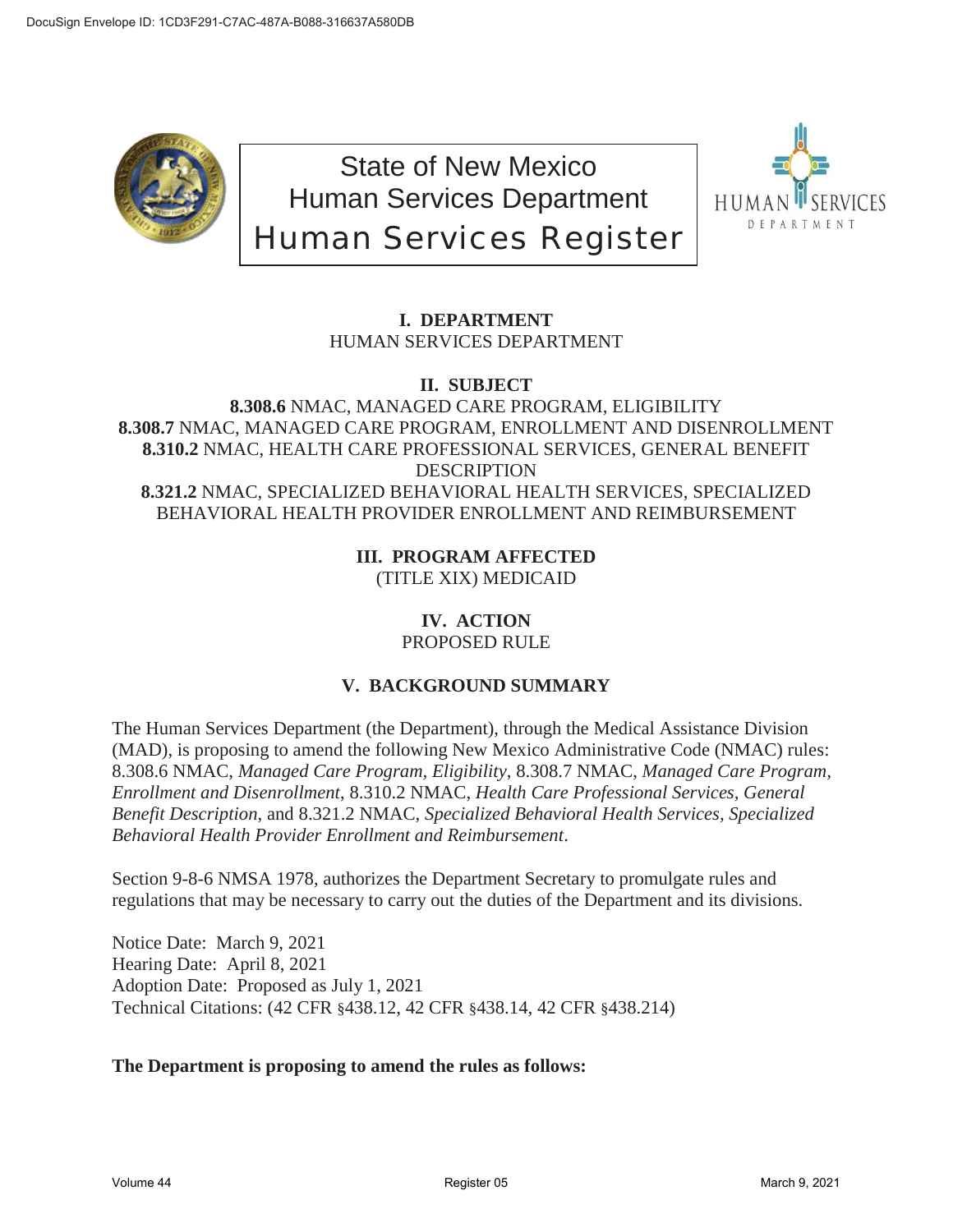# State of New Mexico
## Human Services Department
## Human Services Register

### I. DEPARTMENT

HUMAN SERVICES DEPARTMENT

### II. SUBJECT

**8.308.6** NMAC, MANAGED CARE PROGRAM, ELIGIBILITY
**8.308.7** NMAC, MANAGED CARE PROGRAM, ENROLLMENT AND DISENROLLMENT
**8.310.2** NMAC, HEALTH CARE PROFESSIONAL SERVICES, GENERAL BENEFIT DESCRIPTION
**8.321.2** NMAC, SPECIALIZED BEHAVIORAL HEALTH SERVICES, SPECIALIZED BEHAVIORAL HEALTH PROVIDER ENROLLMENT AND REIMBURSEMENT

### III. PROGRAM AFFECTED

(TITLE XIX) MEDICAID

### IV. ACTION

PROPOSED RULE

### V. BACKGROUND SUMMARY

The Human Services Department (the Department), through the Medical Assistance Division (MAD), is proposing to amend the following New Mexico Administrative Code (NMAC) rules: 8.308.6 NMAC, *Managed Care Program, Eligibility*, 8.308.7 NMAC, *Managed Care Program, Enrollment and Disenrollment*, 8.310.2 NMAC, *Health Care Professional Services, General Benefit Description*, and 8.321.2 NMAC, *Specialized Behavioral Health Services, Specialized Behavioral Health Provider Enrollment and Reimbursement*.

Section 9-8-6 NMSA 1978, authorizes the Department Secretary to promulgate rules and regulations that may be necessary to carry out the duties of the Department and its divisions.

Notice Date: March 9, 2021
Hearing Date: April 8, 2021
Adoption Date: Proposed as July 1, 2021
Technical Citations: (42 CFR §438.12, 42 CFR §438.14, 42 CFR §438.214)

**The Department is proposing to amend the rules as follows:**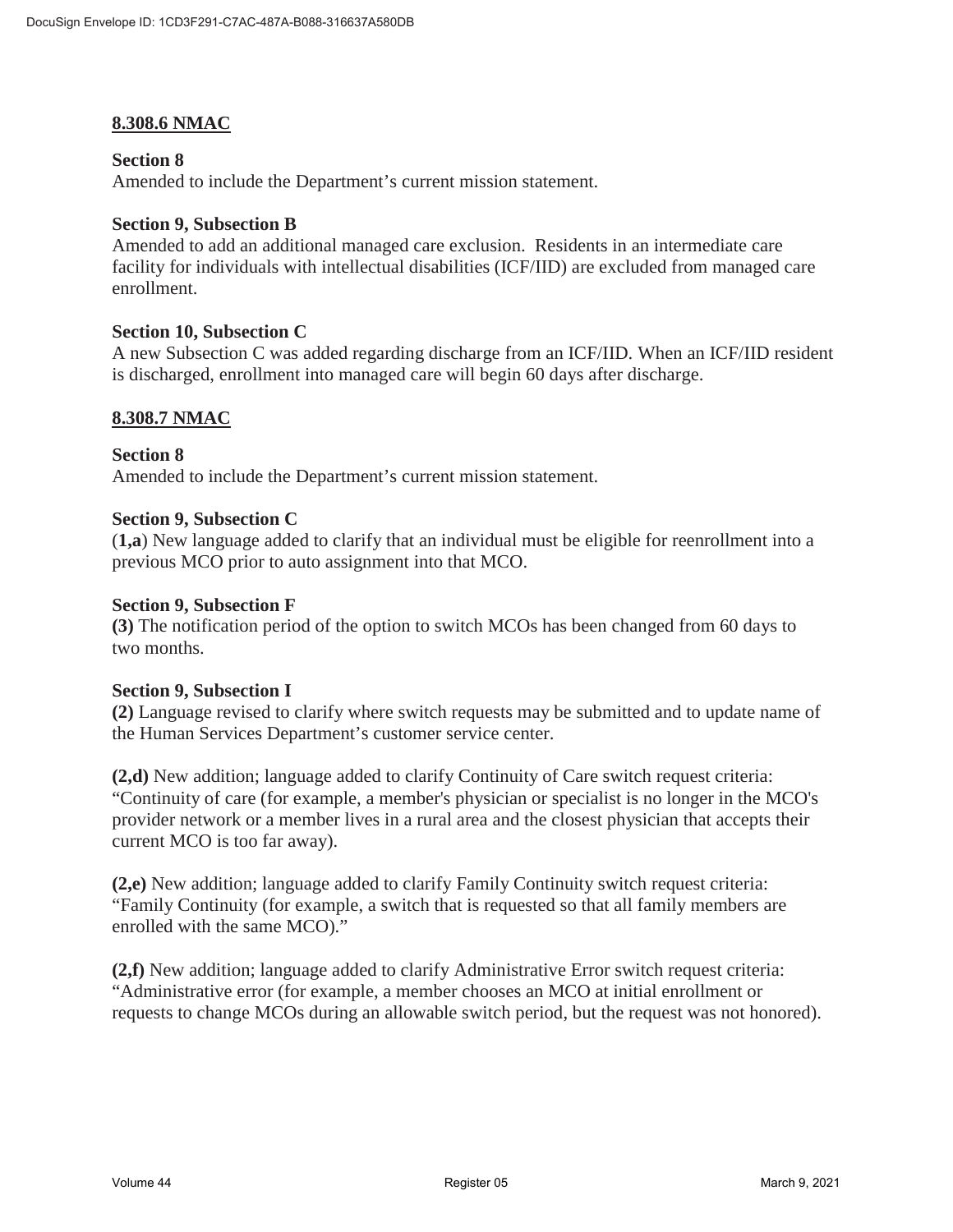**8.308.6 NMAC**

**Section 8**
Amended to include the Department's current mission statement.

**Section 9, Subsection B**
Amended to add an additional managed care exclusion. Residents in an intermediate care facility for individuals with intellectual disabilities (ICF/IID) are excluded from managed care enrollment.

**Section 10, Subsection C**
A new Subsection C was added regarding discharge from an ICF/IID. When an ICF/IID resident is discharged, enrollment into managed care will begin 60 days after discharge.

**8.308.7 NMAC**

**Section 8**
Amended to include the Department's current mission statement.

**Section 9, Subsection C**
(**1,a**) New language added to clarify that an individual must be eligible for reenrollment into a previous MCO prior to auto assignment into that MCO.

**Section 9, Subsection F**
**(3)** The notification period of the option to switch MCOs has been changed from 60 days to two months.

**Section 9, Subsection I**
**(2)** Language revised to clarify where switch requests may be submitted and to update name of the Human Services Department's customer service center.

**(2,d)** New addition; language added to clarify Continuity of Care switch request criteria: "Continuity of care (for example, a member's physician or specialist is no longer in the MCO's provider network or a member lives in a rural area and the closest physician that accepts their current MCO is too far away).

**(2,e)** New addition; language added to clarify Family Continuity switch request criteria: "Family Continuity (for example, a switch that is requested so that all family members are enrolled with the same MCO)."

**(2,f)** New addition; language added to clarify Administrative Error switch request criteria: "Administrative error (for example, a member chooses an MCO at initial enrollment or requests to change MCOs during an allowable switch period, but the request was not honored).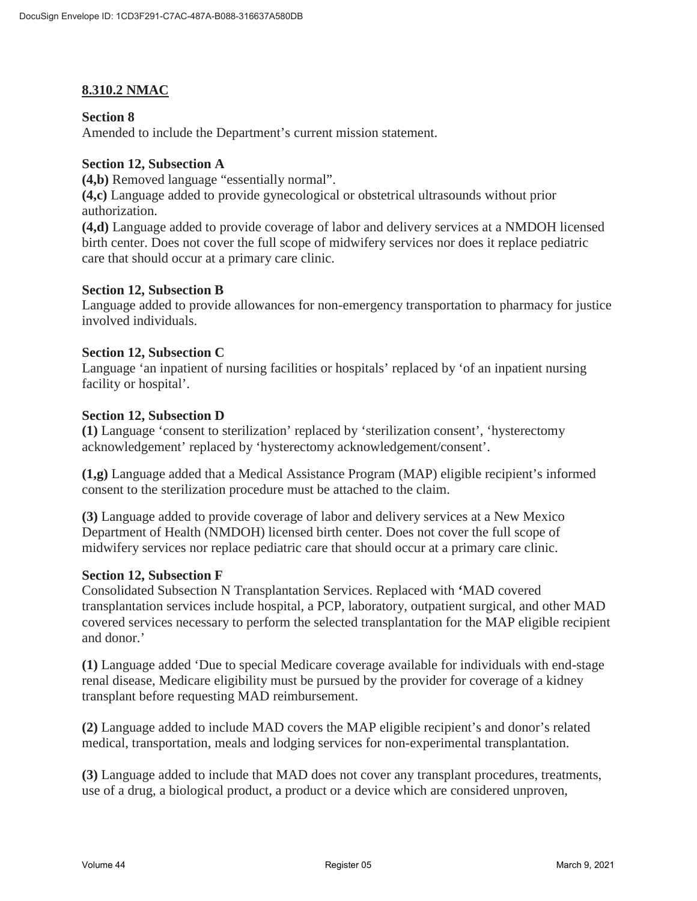## 8.310.2 NMAC

**Section 8**
Amended to include the Department's current mission statement.

**Section 12, Subsection A**
**(4,b)** Removed language "essentially normal".
**(4,c)** Language added to provide gynecological or obstetrical ultrasounds without prior authorization.
**(4,d)** Language added to provide coverage of labor and delivery services at a NMDOH licensed birth center. Does not cover the full scope of midwifery services nor does it replace pediatric care that should occur at a primary care clinic.

**Section 12, Subsection B**
Language added to provide allowances for non-emergency transportation to pharmacy for justice involved individuals.

**Section 12, Subsection C**
Language 'an inpatient of nursing facilities or hospitals' replaced by 'of an inpatient nursing facility or hospital'.

**Section 12, Subsection D**
**(1)** Language 'consent to sterilization' replaced by 'sterilization consent', 'hysterectomy acknowledgement' replaced by 'hysterectomy acknowledgement/consent'.

**(1,g)** Language added that a Medical Assistance Program (MAP) eligible recipient's informed consent to the sterilization procedure must be attached to the claim.

**(3)** Language added to provide coverage of labor and delivery services at a New Mexico Department of Health (NMDOH) licensed birth center. Does not cover the full scope of midwifery services nor replace pediatric care that should occur at a primary care clinic.

**Section 12, Subsection F**
Consolidated Subsection N Transplantation Services. Replaced with **'**MAD covered transplantation services include hospital, a PCP, laboratory, outpatient surgical, and other MAD covered services necessary to perform the selected transplantation for the MAP eligible recipient and donor.'

**(1)** Language added 'Due to special Medicare coverage available for individuals with end-stage renal disease, Medicare eligibility must be pursued by the provider for coverage of a kidney transplant before requesting MAD reimbursement.

**(2)** Language added to include MAD covers the MAP eligible recipient's and donor's related medical, transportation, meals and lodging services for non-experimental transplantation.

**(3)** Language added to include that MAD does not cover any transplant procedures, treatments, use of a drug, a biological product, a product or a device which are considered unproven,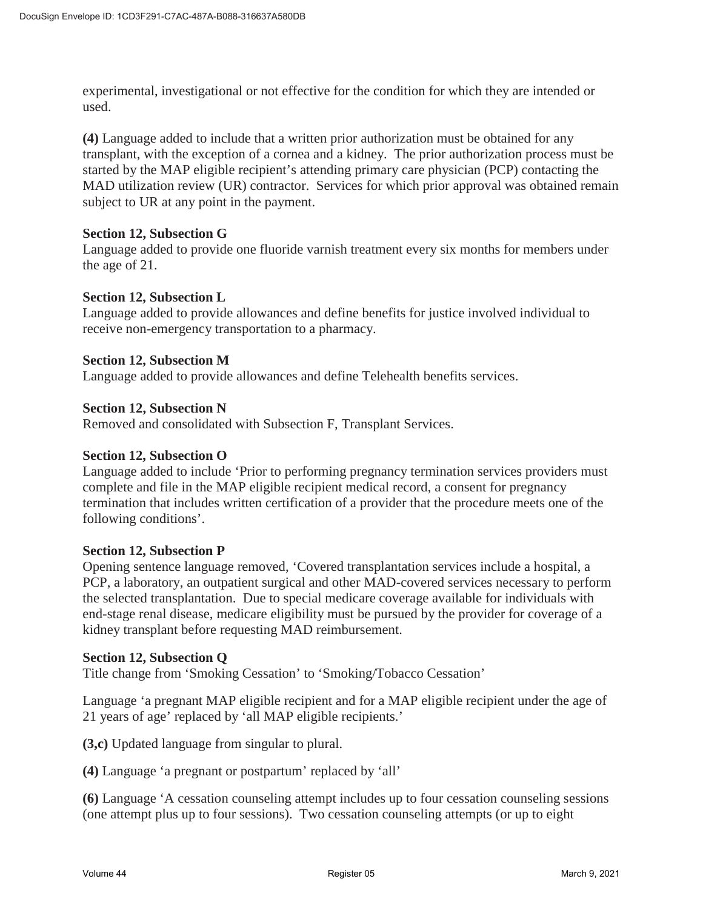experimental, investigational or not effective for the condition for which they are intended or used.

**(4)** Language added to include that a written prior authorization must be obtained for any transplant, with the exception of a cornea and a kidney. The prior authorization process must be started by the MAP eligible recipient's attending primary care physician (PCP) contacting the MAD utilization review (UR) contractor. Services for which prior approval was obtained remain subject to UR at any point in the payment.

**Section 12, Subsection G**
Language added to provide one fluoride varnish treatment every six months for members under the age of 21.

**Section 12, Subsection L**
Language added to provide allowances and define benefits for justice involved individual to receive non-emergency transportation to a pharmacy.

**Section 12, Subsection M**
Language added to provide allowances and define Telehealth benefits services.

**Section 12, Subsection N**
Removed and consolidated with Subsection F, Transplant Services.

**Section 12, Subsection O**
Language added to include 'Prior to performing pregnancy termination services providers must complete and file in the MAP eligible recipient medical record, a consent for pregnancy termination that includes written certification of a provider that the procedure meets one of the following conditions'.

**Section 12, Subsection P**
Opening sentence language removed, 'Covered transplantation services include a hospital, a PCP, a laboratory, an outpatient surgical and other MAD-covered services necessary to perform the selected transplantation. Due to special medicare coverage available for individuals with end-stage renal disease, medicare eligibility must be pursued by the provider for coverage of a kidney transplant before requesting MAD reimbursement.

**Section 12, Subsection Q**
Title change from 'Smoking Cessation' to 'Smoking/Tobacco Cessation'

Language 'a pregnant MAP eligible recipient and for a MAP eligible recipient under the age of 21 years of age' replaced by 'all MAP eligible recipients.'

**(3,c)** Updated language from singular to plural.

**(4)** Language 'a pregnant or postpartum' replaced by 'all'

**(6)** Language 'A cessation counseling attempt includes up to four cessation counseling sessions (one attempt plus up to four sessions). Two cessation counseling attempts (or up to eight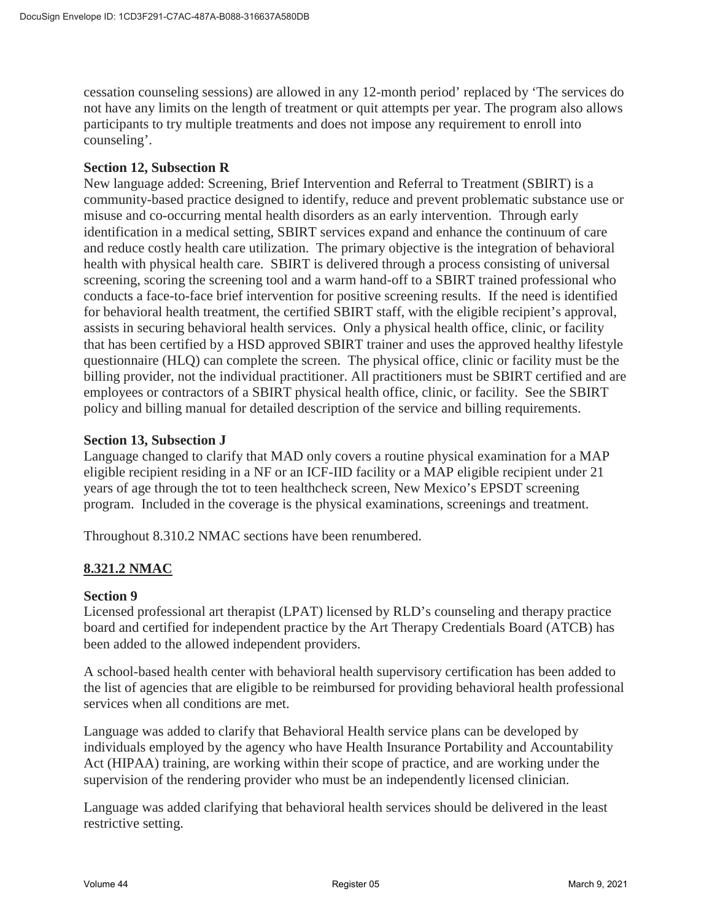cessation counseling sessions) are allowed in any 12-month period' replaced by 'The services do not have any limits on the length of treatment or quit attempts per year. The program also allows participants to try multiple treatments and does not impose any requirement to enroll into counseling'.

**Section 12, Subsection R**

New language added: Screening, Brief Intervention and Referral to Treatment (SBIRT) is a community-based practice designed to identify, reduce and prevent problematic substance use or misuse and co-occurring mental health disorders as an early intervention. Through early identification in a medical setting, SBIRT services expand and enhance the continuum of care and reduce costly health care utilization. The primary objective is the integration of behavioral health with physical health care. SBIRT is delivered through a process consisting of universal screening, scoring the screening tool and a warm hand-off to a SBIRT trained professional who conducts a face-to-face brief intervention for positive screening results. If the need is identified for behavioral health treatment, the certified SBIRT staff, with the eligible recipient's approval, assists in securing behavioral health services. Only a physical health office, clinic, or facility that has been certified by a HSD approved SBIRT trainer and uses the approved healthy lifestyle questionnaire (HLQ) can complete the screen. The physical office, clinic or facility must be the billing provider, not the individual practitioner. All practitioners must be SBIRT certified and are employees or contractors of a SBIRT physical health office, clinic, or facility. See the SBIRT policy and billing manual for detailed description of the service and billing requirements.

**Section 13, Subsection J**

Language changed to clarify that MAD only covers a routine physical examination for a MAP eligible recipient residing in a NF or an ICF-IID facility or a MAP eligible recipient under 21 years of age through the tot to teen healthcheck screen, New Mexico's EPSDT screening program. Included in the coverage is the physical examinations, screenings and treatment.

Throughout 8.310.2 NMAC sections have been renumbered.

**8.321.2 NMAC**

**Section 9**

Licensed professional art therapist (LPAT) licensed by RLD's counseling and therapy practice board and certified for independent practice by the Art Therapy Credentials Board (ATCB) has been added to the allowed independent providers.

A school-based health center with behavioral health supervisory certification has been added to the list of agencies that are eligible to be reimbursed for providing behavioral health professional services when all conditions are met.

Language was added to clarify that Behavioral Health service plans can be developed by individuals employed by the agency who have Health Insurance Portability and Accountability Act (HIPAA) training, are working within their scope of practice, and are working under the supervision of the rendering provider who must be an independently licensed clinician.

Language was added clarifying that behavioral health services should be delivered in the least restrictive setting.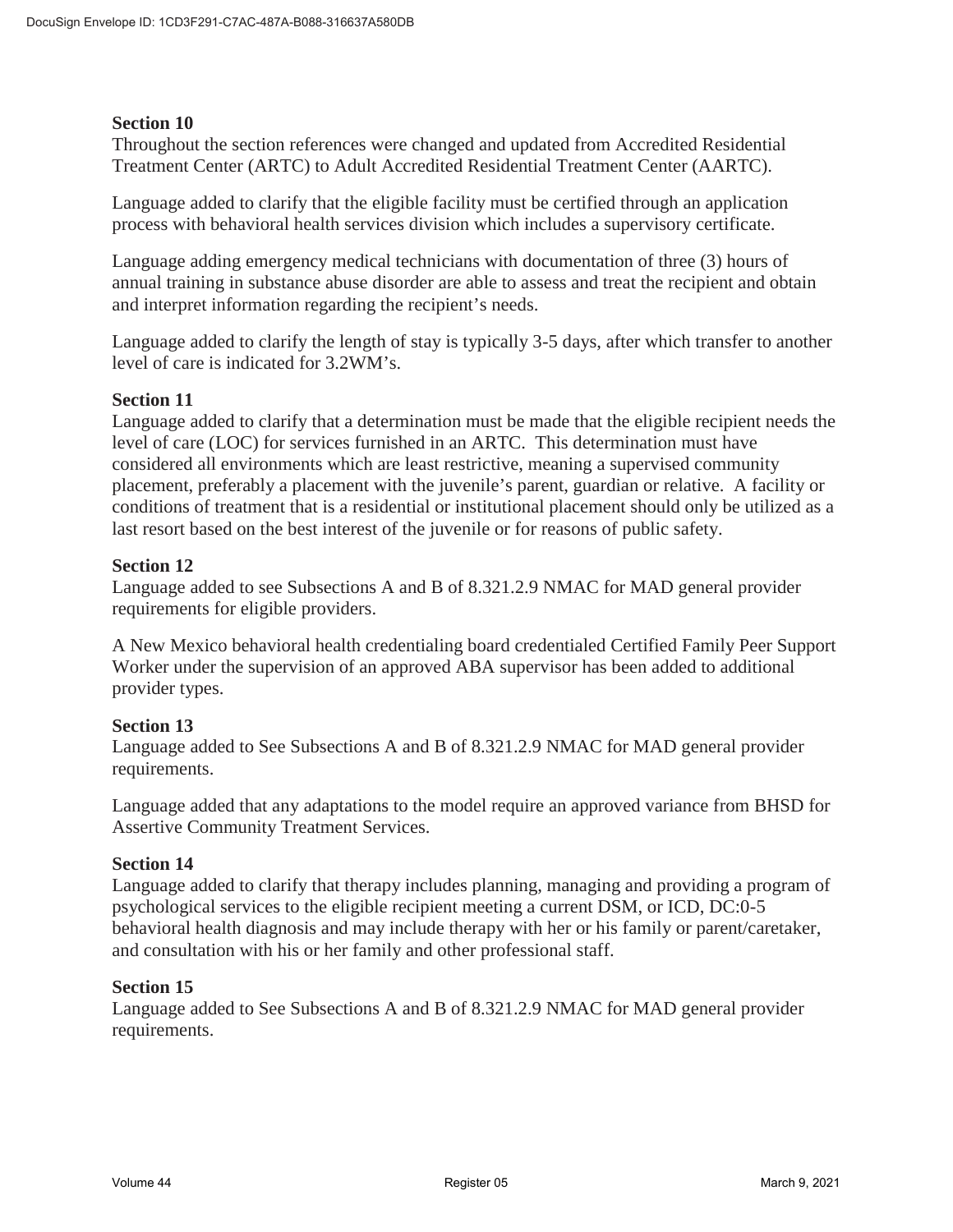**Section 10**

Throughout the section references were changed and updated from Accredited Residential Treatment Center (ARTC) to Adult Accredited Residential Treatment Center (AARTC).

Language added to clarify that the eligible facility must be certified through an application process with behavioral health services division which includes a supervisory certificate.

Language adding emergency medical technicians with documentation of three (3) hours of annual training in substance abuse disorder are able to assess and treat the recipient and obtain and interpret information regarding the recipient's needs.

Language added to clarify the length of stay is typically 3-5 days, after which transfer to another level of care is indicated for 3.2WM's.

**Section 11**

Language added to clarify that a determination must be made that the eligible recipient needs the level of care (LOC) for services furnished in an ARTC. This determination must have considered all environments which are least restrictive, meaning a supervised community placement, preferably a placement with the juvenile's parent, guardian or relative. A facility or conditions of treatment that is a residential or institutional placement should only be utilized as a last resort based on the best interest of the juvenile or for reasons of public safety.

**Section 12**

Language added to see Subsections A and B of 8.321.2.9 NMAC for MAD general provider requirements for eligible providers.

A New Mexico behavioral health credentialing board credentialed Certified Family Peer Support Worker under the supervision of an approved ABA supervisor has been added to additional provider types.

**Section 13**

Language added to See Subsections A and B of 8.321.2.9 NMAC for MAD general provider requirements.

Language added that any adaptations to the model require an approved variance from BHSD for Assertive Community Treatment Services.

**Section 14**

Language added to clarify that therapy includes planning, managing and providing a program of psychological services to the eligible recipient meeting a current DSM, or ICD, DC:0-5 behavioral health diagnosis and may include therapy with her or his family or parent/caretaker, and consultation with his or her family and other professional staff.

**Section 15**

Language added to See Subsections A and B of 8.321.2.9 NMAC for MAD general provider requirements.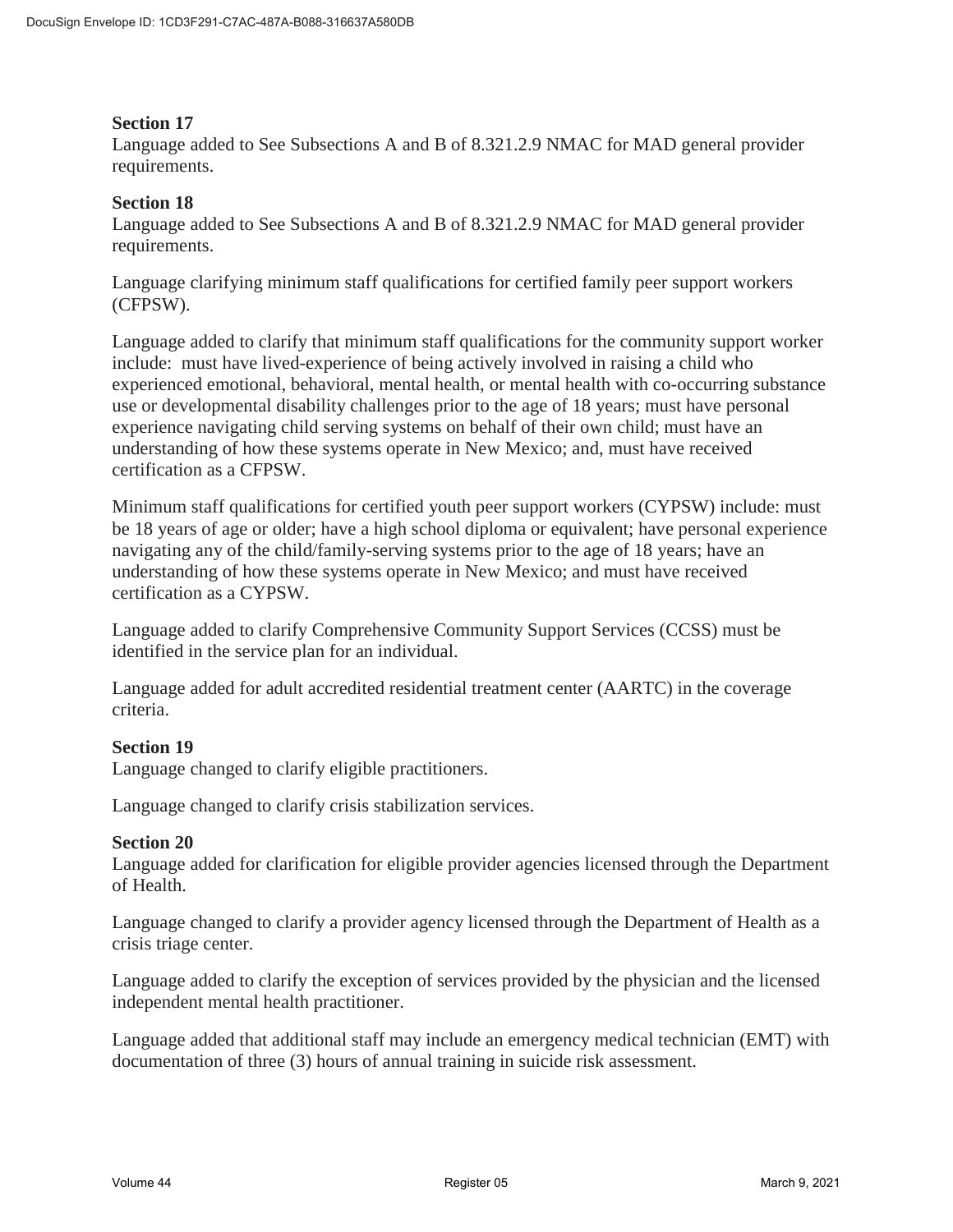**Section 17**
Language added to See Subsections A and B of 8.321.2.9 NMAC for MAD general provider requirements.

**Section 18**
Language added to See Subsections A and B of 8.321.2.9 NMAC for MAD general provider requirements.

Language clarifying minimum staff qualifications for certified family peer support workers (CFPSW).

Language added to clarify that minimum staff qualifications for the community support worker include: must have lived-experience of being actively involved in raising a child who experienced emotional, behavioral, mental health, or mental health with co-occurring substance use or developmental disability challenges prior to the age of 18 years; must have personal experience navigating child serving systems on behalf of their own child; must have an understanding of how these systems operate in New Mexico; and, must have received certification as a CFPSW.

Minimum staff qualifications for certified youth peer support workers (CYPSW) include: must be 18 years of age or older; have a high school diploma or equivalent; have personal experience navigating any of the child/family-serving systems prior to the age of 18 years; have an understanding of how these systems operate in New Mexico; and must have received certification as a CYPSW.

Language added to clarify Comprehensive Community Support Services (CCSS) must be identified in the service plan for an individual.

Language added for adult accredited residential treatment center (AARTC) in the coverage criteria.

**Section 19**
Language changed to clarify eligible practitioners.

Language changed to clarify crisis stabilization services.

**Section 20**
Language added for clarification for eligible provider agencies licensed through the Department of Health.

Language changed to clarify a provider agency licensed through the Department of Health as a crisis triage center.

Language added to clarify the exception of services provided by the physician and the licensed independent mental health practitioner.

Language added that additional staff may include an emergency medical technician (EMT) with documentation of three (3) hours of annual training in suicide risk assessment.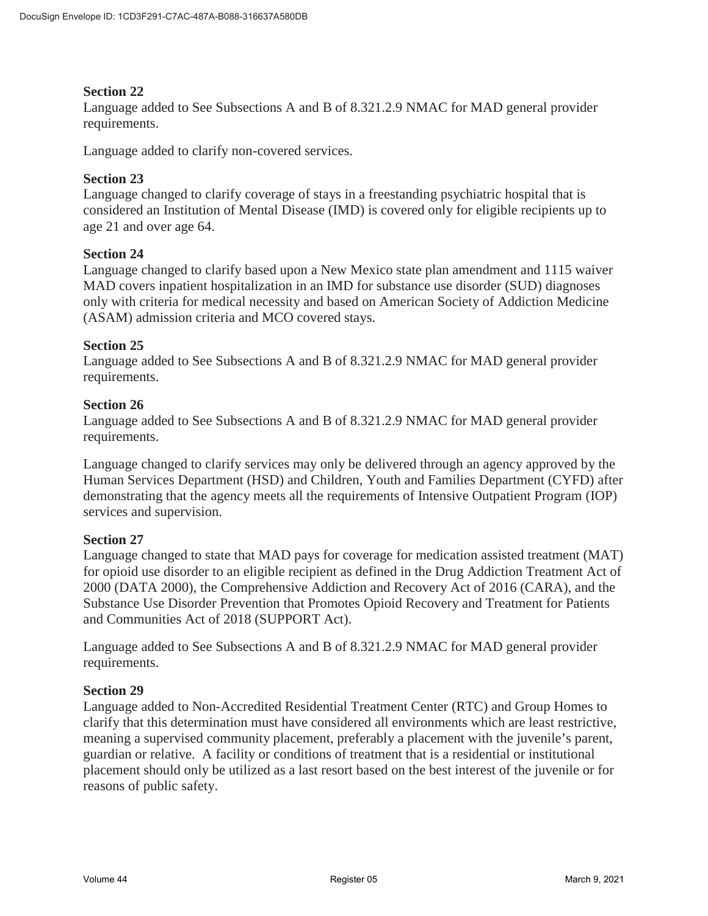**Section 22**
Language added to See Subsections A and B of 8.321.2.9 NMAC for MAD general provider requirements.

Language added to clarify non-covered services.

**Section 23**
Language changed to clarify coverage of stays in a freestanding psychiatric hospital that is considered an Institution of Mental Disease (IMD) is covered only for eligible recipients up to age 21 and over age 64.

**Section 24**
Language changed to clarify based upon a New Mexico state plan amendment and 1115 waiver MAD covers inpatient hospitalization in an IMD for substance use disorder (SUD) diagnoses only with criteria for medical necessity and based on American Society of Addiction Medicine (ASAM) admission criteria and MCO covered stays.

**Section 25**
Language added to See Subsections A and B of 8.321.2.9 NMAC for MAD general provider requirements.

**Section 26**
Language added to See Subsections A and B of 8.321.2.9 NMAC for MAD general provider requirements.

Language changed to clarify services may only be delivered through an agency approved by the Human Services Department (HSD) and Children, Youth and Families Department (CYFD) after demonstrating that the agency meets all the requirements of Intensive Outpatient Program (IOP) services and supervision.

**Section 27**
Language changed to state that MAD pays for coverage for medication assisted treatment (MAT) for opioid use disorder to an eligible recipient as defined in the Drug Addiction Treatment Act of 2000 (DATA 2000), the Comprehensive Addiction and Recovery Act of 2016 (CARA), and the Substance Use Disorder Prevention that Promotes Opioid Recovery and Treatment for Patients and Communities Act of 2018 (SUPPORT Act).

Language added to See Subsections A and B of 8.321.2.9 NMAC for MAD general provider requirements.

**Section 29**
Language added to Non-Accredited Residential Treatment Center (RTC) and Group Homes to clarify that this determination must have considered all environments which are least restrictive, meaning a supervised community placement, preferably a placement with the juvenile's parent, guardian or relative. A facility or conditions of treatment that is a residential or institutional placement should only be utilized as a last resort based on the best interest of the juvenile or for reasons of public safety.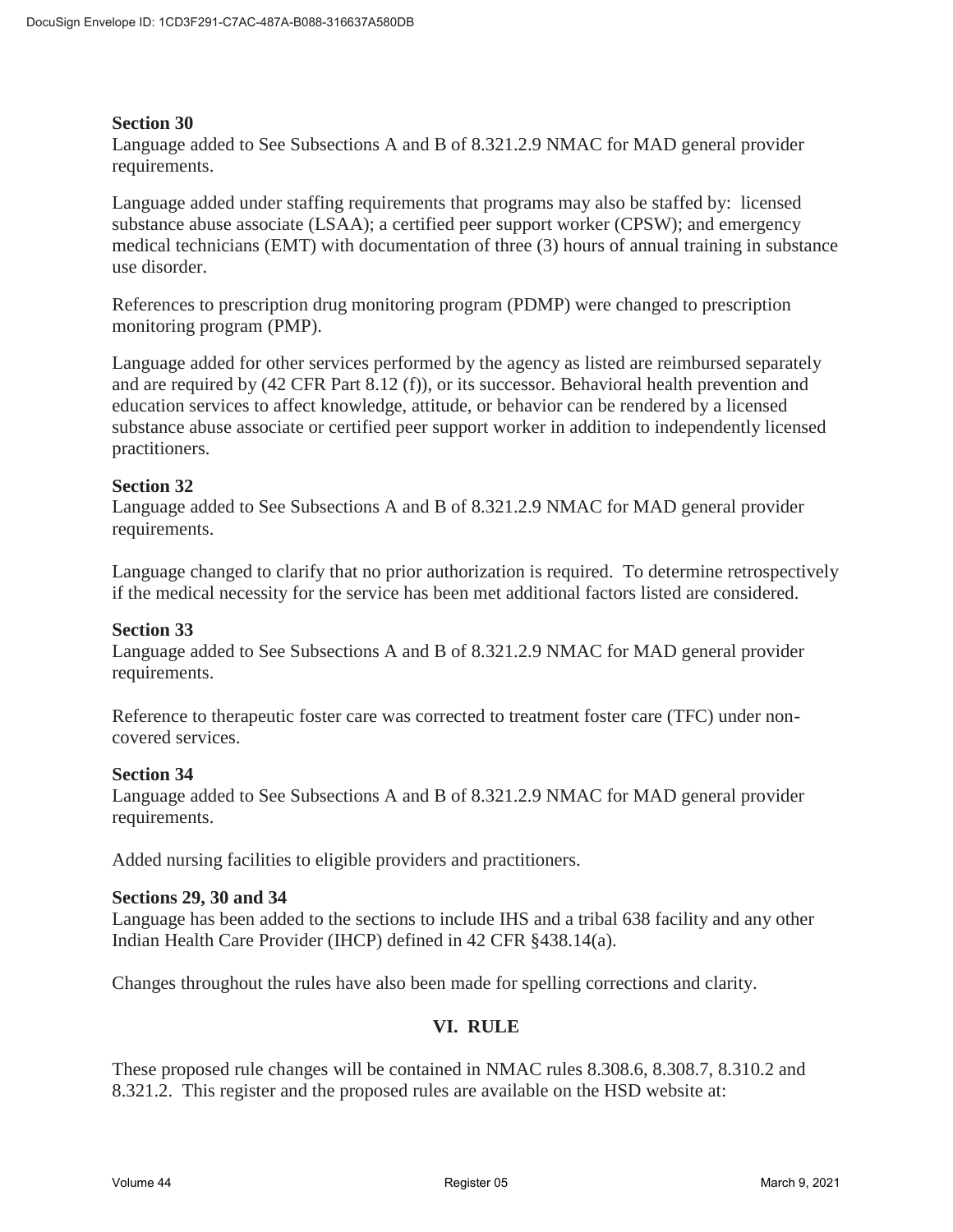**Section 30**
Language added to See Subsections A and B of 8.321.2.9 NMAC for MAD general provider requirements.

Language added under staffing requirements that programs may also be staffed by: licensed substance abuse associate (LSAA); a certified peer support worker (CPSW); and emergency medical technicians (EMT) with documentation of three (3) hours of annual training in substance use disorder.

References to prescription drug monitoring program (PDMP) were changed to prescription monitoring program (PMP).

Language added for other services performed by the agency as listed are reimbursed separately and are required by (42 CFR Part 8.12 (f)), or its successor. Behavioral health prevention and education services to affect knowledge, attitude, or behavior can be rendered by a licensed substance abuse associate or certified peer support worker in addition to independently licensed practitioners.

**Section 32**
Language added to See Subsections A and B of 8.321.2.9 NMAC for MAD general provider requirements.

Language changed to clarify that no prior authorization is required. To determine retrospectively if the medical necessity for the service has been met additional factors listed are considered.

**Section 33**
Language added to See Subsections A and B of 8.321.2.9 NMAC for MAD general provider requirements.

Reference to therapeutic foster care was corrected to treatment foster care (TFC) under non-covered services.

**Section 34**
Language added to See Subsections A and B of 8.321.2.9 NMAC for MAD general provider requirements.

Added nursing facilities to eligible providers and practitioners.

**Sections 29, 30 and 34**
Language has been added to the sections to include IHS and a tribal 638 facility and any other Indian Health Care Provider (IHCP) defined in 42 CFR §438.14(a).

Changes throughout the rules have also been made for spelling corrections and clarity.

## VI. RULE

These proposed rule changes will be contained in NMAC rules 8.308.6, 8.308.7, 8.310.2 and 8.321.2. This register and the proposed rules are available on the HSD website at: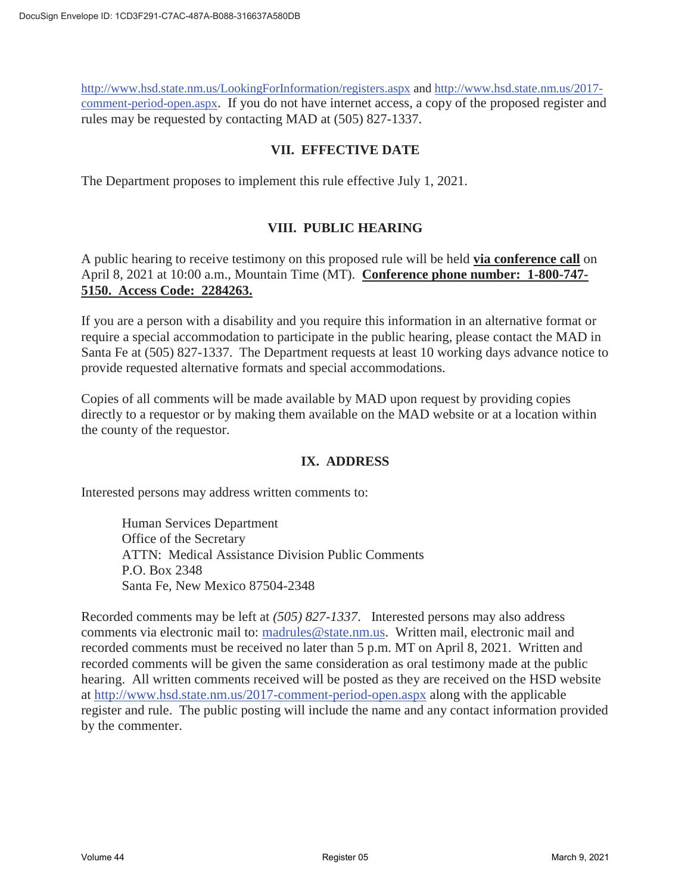http://www.hsd.state.nm.us/LookingForInformation/registers.aspx and http://www.hsd.state.nm.us/2017-comment-period-open.aspx. If you do not have internet access, a copy of the proposed register and rules may be requested by contacting MAD at (505) 827-1337.

## VII. EFFECTIVE DATE

The Department proposes to implement this rule effective July 1, 2021.

## VIII. PUBLIC HEARING

A public hearing to receive testimony on this proposed rule will be held **via conference call** on April 8, 2021 at 10:00 a.m., Mountain Time (MT). **Conference phone number: 1-800-747-5150. Access Code: 2284263.**

If you are a person with a disability and you require this information in an alternative format or require a special accommodation to participate in the public hearing, please contact the MAD in Santa Fe at (505) 827-1337. The Department requests at least 10 working days advance notice to provide requested alternative formats and special accommodations.

Copies of all comments will be made available by MAD upon request by providing copies directly to a requestor or by making them available on the MAD website or at a location within the county of the requestor.

## IX. ADDRESS

Interested persons may address written comments to:

Human Services Department
Office of the Secretary
ATTN: Medical Assistance Division Public Comments
P.O. Box 2348
Santa Fe, New Mexico 87504-2348

Recorded comments may be left at *(505) 827-1337*. Interested persons may also address comments via electronic mail to: madrules@state.nm.us. Written mail, electronic mail and recorded comments must be received no later than 5 p.m. MT on April 8, 2021. Written and recorded comments will be given the same consideration as oral testimony made at the public hearing. All written comments received will be posted as they are received on the HSD website at http://www.hsd.state.nm.us/2017-comment-period-open.aspx along with the applicable register and rule. The public posting will include the name and any contact information provided by the commenter.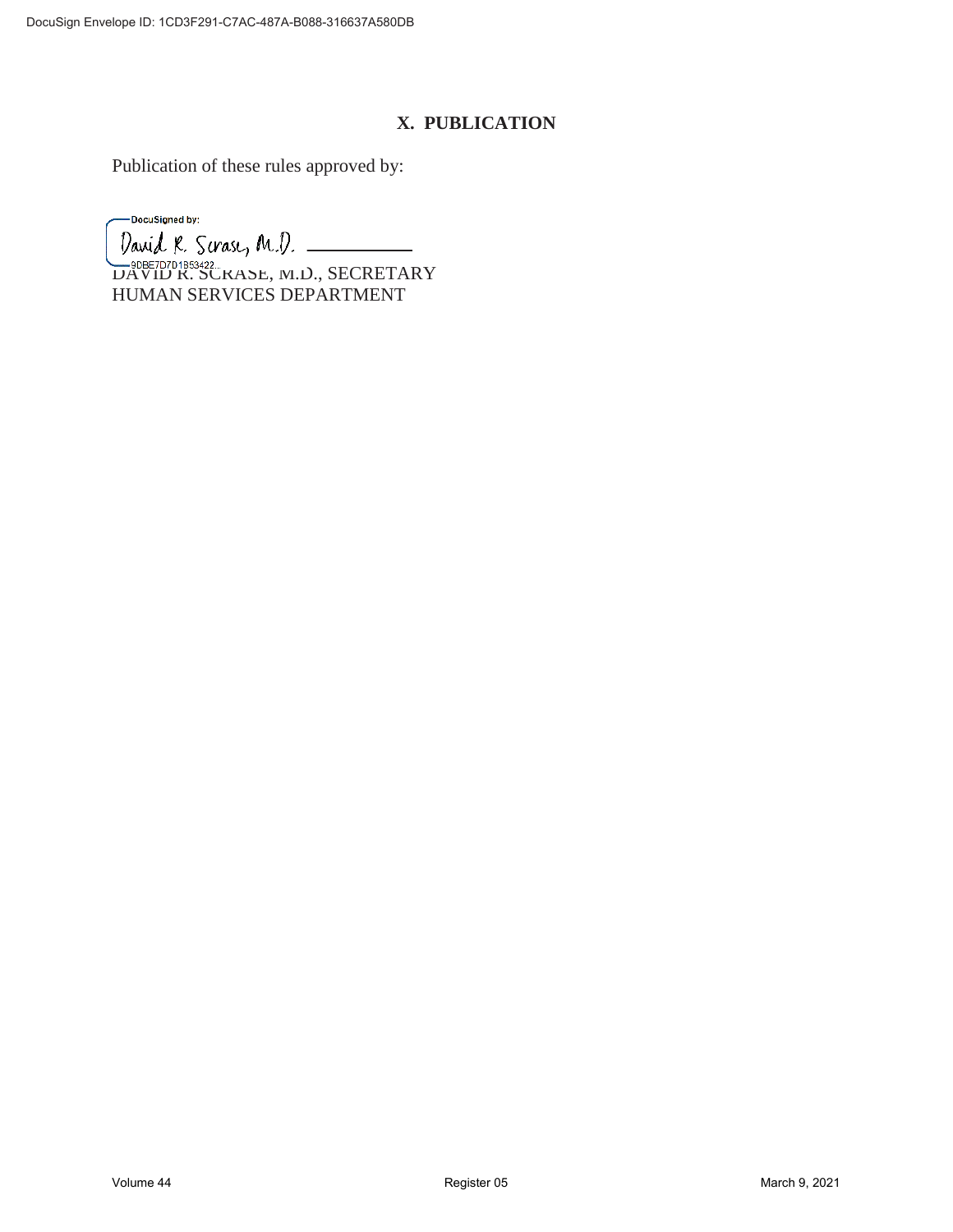## X. PUBLICATION

Publication of these rules approved by:

DocuSigned by:
David R. Scrase, M.D.
9DBE7D7D1B53422...

DAVID R. SCRASE, M.D., SECRETARY
HUMAN SERVICES DEPARTMENT